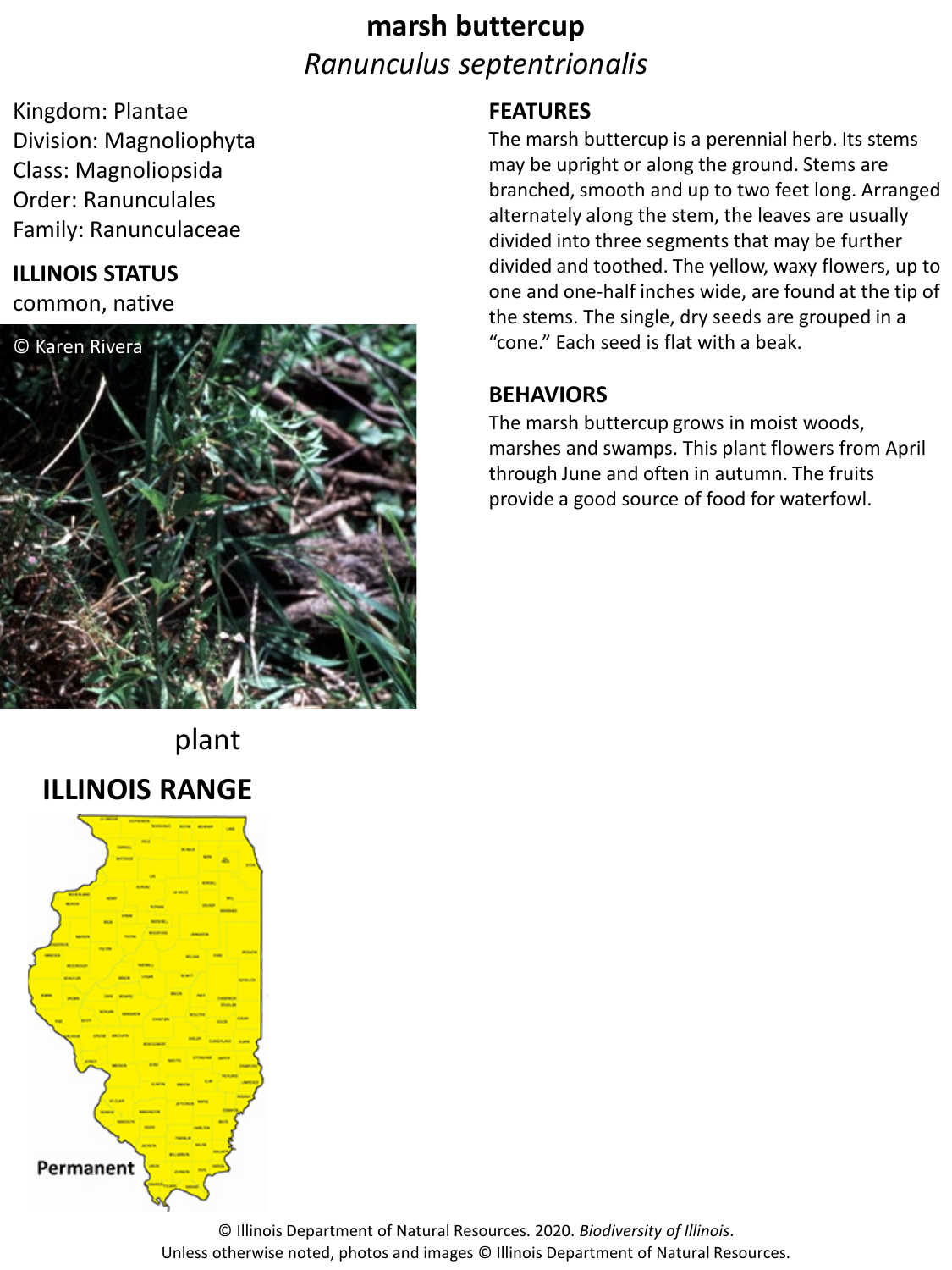# marsh buttercup

*Ranunculus septentrionalis*

Kingdom: Plantae
Division: Magnoliophyta
Class: Magnoliopsida
Order: Ranunculales
Family: Ranunculaceae

## ILLINOIS STATUS

common, native

© Karen Rivera

plant

## ILLINOIS RANGE

Permanent

## FEATURES

The marsh buttercup is a perennial herb. Its stems may be upright or along the ground. Stems are branched, smooth and up to two feet long. Arranged alternately along the stem, the leaves are usually divided into three segments that may be further divided and toothed. The yellow, waxy flowers, up to one and one-half inches wide, are found at the tip of the stems. The single, dry seeds are grouped in a "cone." Each seed is flat with a beak.

## BEHAVIORS

The marsh buttercup grows in moist woods, marshes and swamps. This plant flowers from April through June and often in autumn. The fruits provide a good source of food for waterfowl.

© Illinois Department of Natural Resources. 2020. *Biodiversity of Illinois*.
Unless otherwise noted, photos and images © Illinois Department of Natural Resources.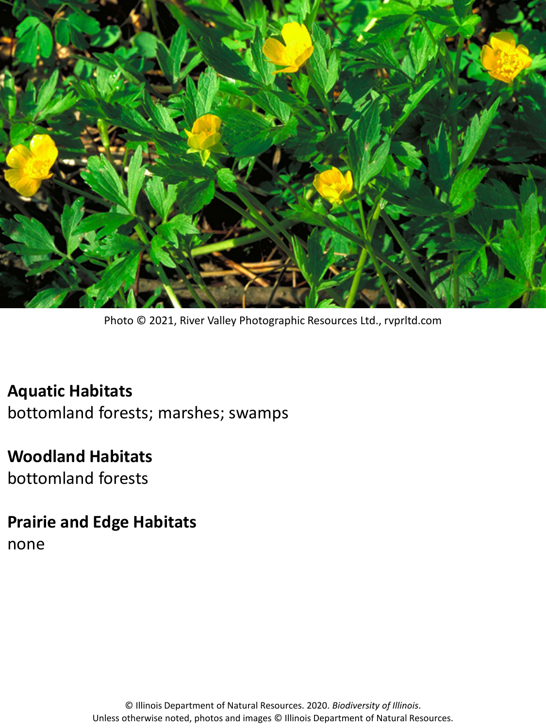Photo © 2021, River Valley Photographic Resources Ltd., rvprltd.com

**Aquatic Habitats**
bottomland forests; marshes; swamps

**Woodland Habitats**
bottomland forests

**Prairie and Edge Habitats**
none

© Illinois Department of Natural Resources. 2020. *Biodiversity of Illinois*.
Unless otherwise noted, photos and images © Illinois Department of Natural Resources.